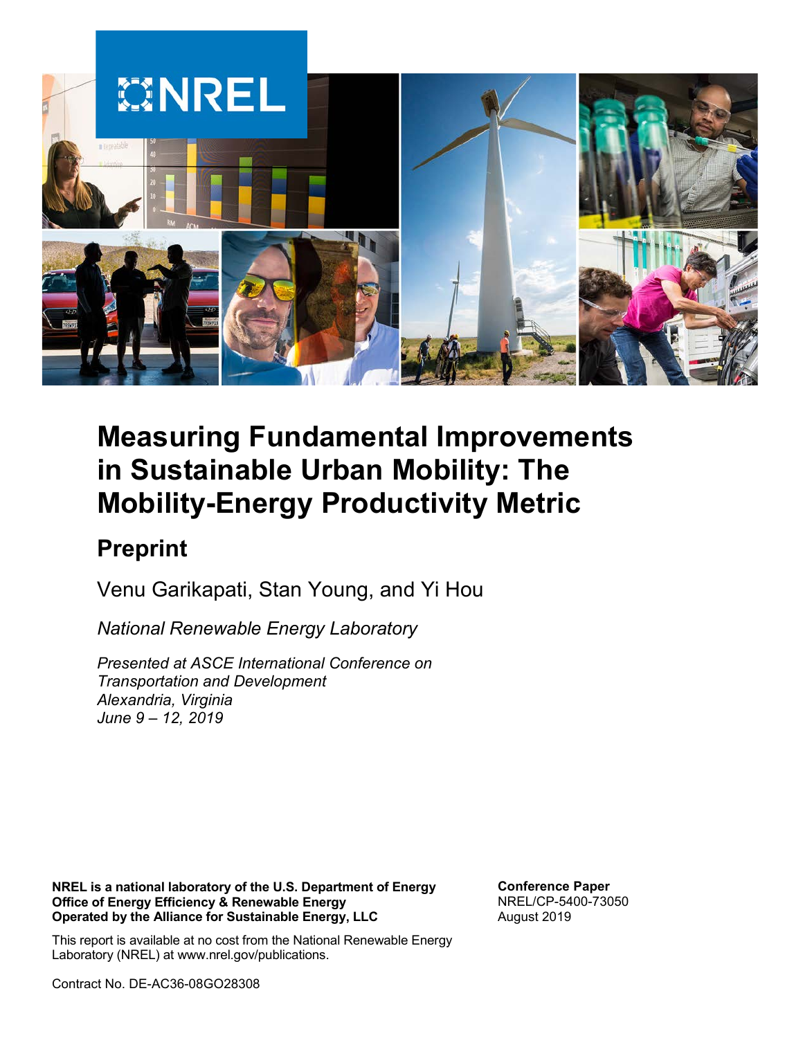# Measuring Fundamental Improvements in Sustainable Urban Mobility: The Mobility-Energy Productivity Metric

## Preprint

Venu Garikapati, Stan Young, and Yi Hou

*National Renewable Energy Laboratory*

*Presented at ASCE International Conference on Transportation and Development*
*Alexandria, Virginia*
*June 9 – 12, 2019*

**NREL is a national laboratory of the U.S. Department of Energy**
**Office of Energy Efficiency & Renewable Energy**
**Operated by the Alliance for Sustainable Energy, LLC**

This report is available at no cost from the National Renewable Energy Laboratory (NREL) at www.nrel.gov/publications.

Contract No. DE-AC36-08GO28308

**Conference Paper**
NREL/CP-5400-73050
August 2019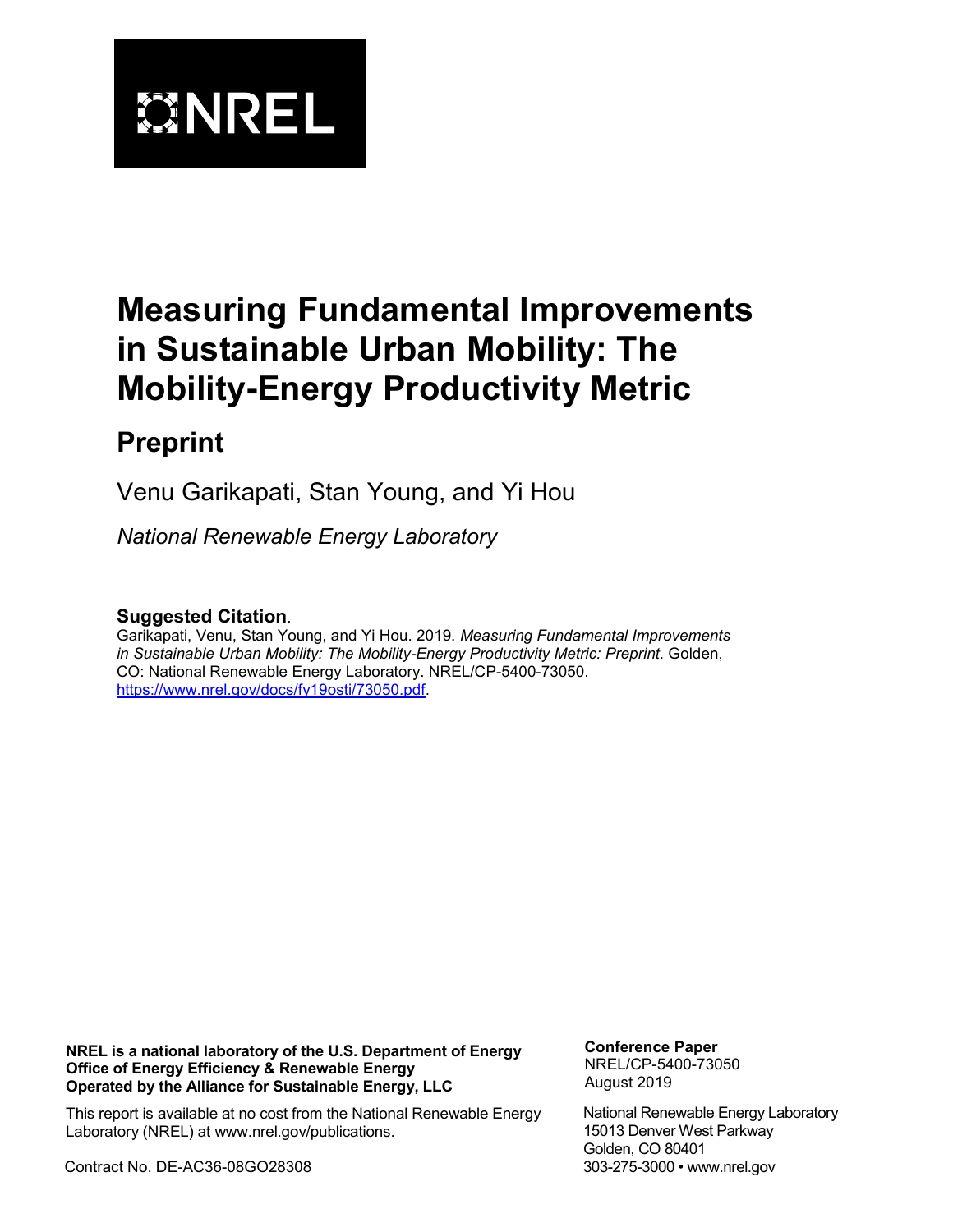# Measuring Fundamental Improvements in Sustainable Urban Mobility: The Mobility-Energy Productivity Metric

## Preprint

Venu Garikapati, Stan Young, and Yi Hou

*National Renewable Energy Laboratory*

**Suggested Citation**.
Garikapati, Venu, Stan Young, and Yi Hou. 2019. *Measuring Fundamental Improvements in Sustainable Urban Mobility: The Mobility-Energy Productivity Metric: Preprint*. Golden, CO: National Renewable Energy Laboratory. NREL/CP-5400-73050. https://www.nrel.gov/docs/fy19osti/73050.pdf.

**NREL is a national laboratory of the U.S. Department of Energy Office of Energy Efficiency & Renewable Energy Operated by the Alliance for Sustainable Energy, LLC**

This report is available at no cost from the National Renewable Energy Laboratory (NREL) at www.nrel.gov/publications.

Contract No. DE-AC36-08GO28308

**Conference Paper**
NREL/CP-5400-73050
August 2019

National Renewable Energy Laboratory
15013 Denver West Parkway
Golden, CO 80401
303-275-3000 • www.nrel.gov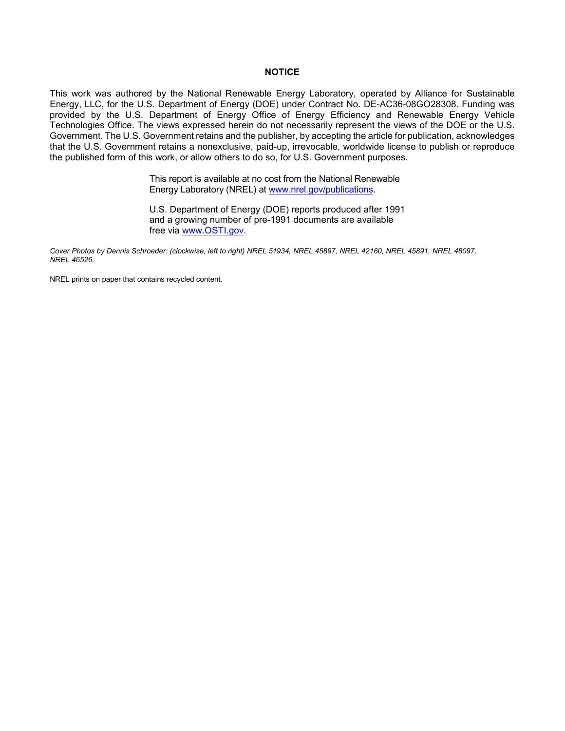## NOTICE

This work was authored by the National Renewable Energy Laboratory, operated by Alliance for Sustainable Energy, LLC, for the U.S. Department of Energy (DOE) under Contract No. DE-AC36-08GO28308. Funding was provided by the U.S. Department of Energy Office of Energy Efficiency and Renewable Energy Vehicle Technologies Office. The views expressed herein do not necessarily represent the views of the DOE or the U.S. Government. The U.S. Government retains and the publisher, by accepting the article for publication, acknowledges that the U.S. Government retains a nonexclusive, paid-up, irrevocable, worldwide license to publish or reproduce the published form of this work, or allow others to do so, for U.S. Government purposes.

This report is available at no cost from the National Renewable Energy Laboratory (NREL) at [www.nrel.gov/publications](www.nrel.gov/publications).

U.S. Department of Energy (DOE) reports produced after 1991 and a growing number of pre-1991 documents are available free via [www.OSTI.gov](www.OSTI.gov).

*Cover Photos by Dennis Schroeder: (clockwise, left to right) NREL 51934, NREL 45897, NREL 42160, NREL 45891, NREL 48097, NREL 46526.*

NREL prints on paper that contains recycled content.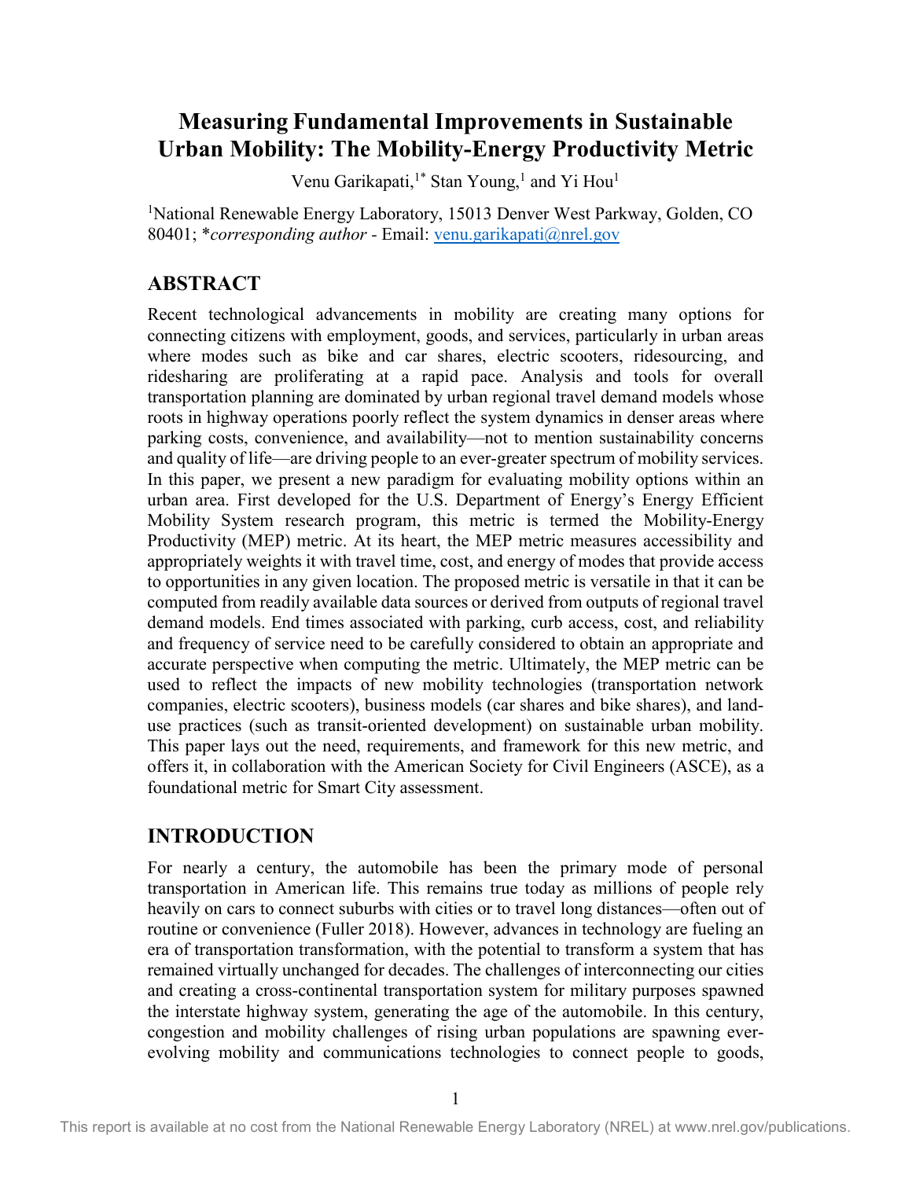# Measuring Fundamental Improvements in Sustainable Urban Mobility: The Mobility-Energy Productivity Metric

Venu Garikapati,[1*] Stan Young,[1] and Yi Hou[1]

[1]National Renewable Energy Laboratory, 15013 Denver West Parkway, Golden, CO 80401; **corresponding author* - Email: venu.garikapati@nrel.gov

## ABSTRACT

Recent technological advancements in mobility are creating many options for connecting citizens with employment, goods, and services, particularly in urban areas where modes such as bike and car shares, electric scooters, ridesourcing, and ridesharing are proliferating at a rapid pace. Analysis and tools for overall transportation planning are dominated by urban regional travel demand models whose roots in highway operations poorly reflect the system dynamics in denser areas where parking costs, convenience, and availability—not to mention sustainability concerns and quality of life—are driving people to an ever-greater spectrum of mobility services. In this paper, we present a new paradigm for evaluating mobility options within an urban area. First developed for the U.S. Department of Energy's Energy Efficient Mobility System research program, this metric is termed the Mobility-Energy Productivity (MEP) metric. At its heart, the MEP metric measures accessibility and appropriately weights it with travel time, cost, and energy of modes that provide access to opportunities in any given location. The proposed metric is versatile in that it can be computed from readily available data sources or derived from outputs of regional travel demand models. End times associated with parking, curb access, cost, and reliability and frequency of service need to be carefully considered to obtain an appropriate and accurate perspective when computing the metric. Ultimately, the MEP metric can be used to reflect the impacts of new mobility technologies (transportation network companies, electric scooters), business models (car shares and bike shares), and land-use practices (such as transit-oriented development) on sustainable urban mobility. This paper lays out the need, requirements, and framework for this new metric, and offers it, in collaboration with the American Society for Civil Engineers (ASCE), as a foundational metric for Smart City assessment.

## INTRODUCTION

For nearly a century, the automobile has been the primary mode of personal transportation in American life. This remains true today as millions of people rely heavily on cars to connect suburbs with cities or to travel long distances—often out of routine or convenience (Fuller 2018). However, advances in technology are fueling an era of transportation transformation, with the potential to transform a system that has remained virtually unchanged for decades. The challenges of interconnecting our cities and creating a cross-continental transportation system for military purposes spawned the interstate highway system, generating the age of the automobile. In this century, congestion and mobility challenges of rising urban populations are spawning ever-evolving mobility and communications technologies to connect people to goods,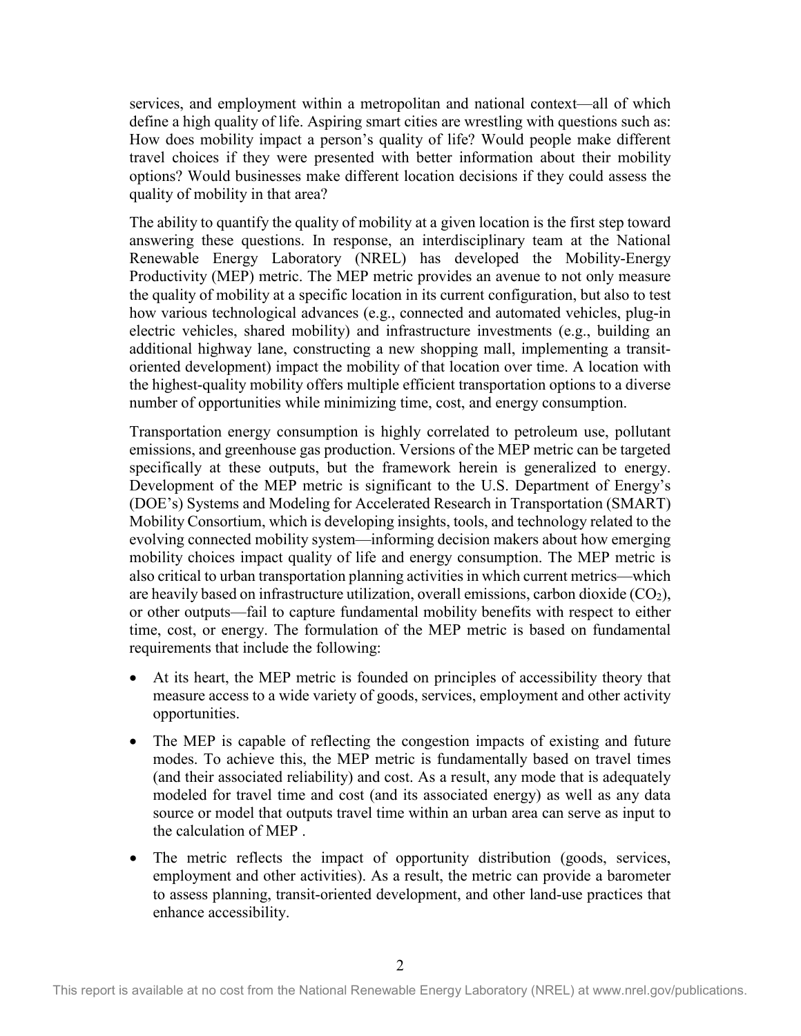services, and employment within a metropolitan and national context—all of which define a high quality of life. Aspiring smart cities are wrestling with questions such as: How does mobility impact a person's quality of life? Would people make different travel choices if they were presented with better information about their mobility options? Would businesses make different location decisions if they could assess the quality of mobility in that area?

The ability to quantify the quality of mobility at a given location is the first step toward answering these questions. In response, an interdisciplinary team at the National Renewable Energy Laboratory (NREL) has developed the Mobility-Energy Productivity (MEP) metric. The MEP metric provides an avenue to not only measure the quality of mobility at a specific location in its current configuration, but also to test how various technological advances (e.g., connected and automated vehicles, plug-in electric vehicles, shared mobility) and infrastructure investments (e.g., building an additional highway lane, constructing a new shopping mall, implementing a transit-oriented development) impact the mobility of that location over time. A location with the highest-quality mobility offers multiple efficient transportation options to a diverse number of opportunities while minimizing time, cost, and energy consumption.

Transportation energy consumption is highly correlated to petroleum use, pollutant emissions, and greenhouse gas production. Versions of the MEP metric can be targeted specifically at these outputs, but the framework herein is generalized to energy. Development of the MEP metric is significant to the U.S. Department of Energy's (DOE's) Systems and Modeling for Accelerated Research in Transportation (SMART) Mobility Consortium, which is developing insights, tools, and technology related to the evolving connected mobility system—informing decision makers about how emerging mobility choices impact quality of life and energy consumption. The MEP metric is also critical to urban transportation planning activities in which current metrics—which are heavily based on infrastructure utilization, overall emissions, carbon dioxide ($CO_2$), or other outputs—fail to capture fundamental mobility benefits with respect to either time, cost, or energy. The formulation of the MEP metric is based on fundamental requirements that include the following:

- At its heart, the MEP metric is founded on principles of accessibility theory that measure access to a wide variety of goods, services, employment and other activity opportunities.
- The MEP is capable of reflecting the congestion impacts of existing and future modes. To achieve this, the MEP metric is fundamentally based on travel times (and their associated reliability) and cost. As a result, any mode that is adequately modeled for travel time and cost (and its associated energy) as well as any data source or model that outputs travel time within an urban area can serve as input to the calculation of MEP .
- The metric reflects the impact of opportunity distribution (goods, services, employment and other activities). As a result, the metric can provide a barometer to assess planning, transit-oriented development, and other land-use practices that enhance accessibility.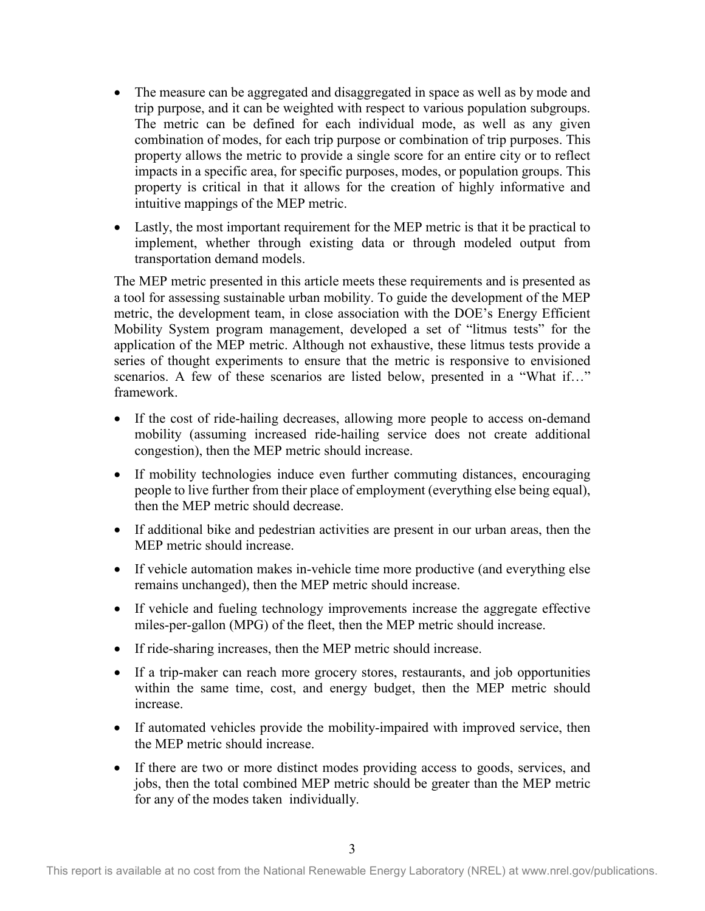- The measure can be aggregated and disaggregated in space as well as by mode and trip purpose, and it can be weighted with respect to various population subgroups. The metric can be defined for each individual mode, as well as any given combination of modes, for each trip purpose or combination of trip purposes. This property allows the metric to provide a single score for an entire city or to reflect impacts in a specific area, for specific purposes, modes, or population groups. This property is critical in that it allows for the creation of highly informative and intuitive mappings of the MEP metric.
- Lastly, the most important requirement for the MEP metric is that it be practical to implement, whether through existing data or through modeled output from transportation demand models.

The MEP metric presented in this article meets these requirements and is presented as a tool for assessing sustainable urban mobility. To guide the development of the MEP metric, the development team, in close association with the DOE's Energy Efficient Mobility System program management, developed a set of "litmus tests" for the application of the MEP metric. Although not exhaustive, these litmus tests provide a series of thought experiments to ensure that the metric is responsive to envisioned scenarios. A few of these scenarios are listed below, presented in a "What if…" framework.

- If the cost of ride-hailing decreases, allowing more people to access on-demand mobility (assuming increased ride-hailing service does not create additional congestion), then the MEP metric should increase.
- If mobility technologies induce even further commuting distances, encouraging people to live further from their place of employment (everything else being equal), then the MEP metric should decrease.
- If additional bike and pedestrian activities are present in our urban areas, then the MEP metric should increase.
- If vehicle automation makes in-vehicle time more productive (and everything else remains unchanged), then the MEP metric should increase.
- If vehicle and fueling technology improvements increase the aggregate effective miles-per-gallon (MPG) of the fleet, then the MEP metric should increase.
- If ride-sharing increases, then the MEP metric should increase.
- If a trip-maker can reach more grocery stores, restaurants, and job opportunities within the same time, cost, and energy budget, then the MEP metric should increase.
- If automated vehicles provide the mobility-impaired with improved service, then the MEP metric should increase.
- If there are two or more distinct modes providing access to goods, services, and jobs, then the total combined MEP metric should be greater than the MEP metric for any of the modes taken individually.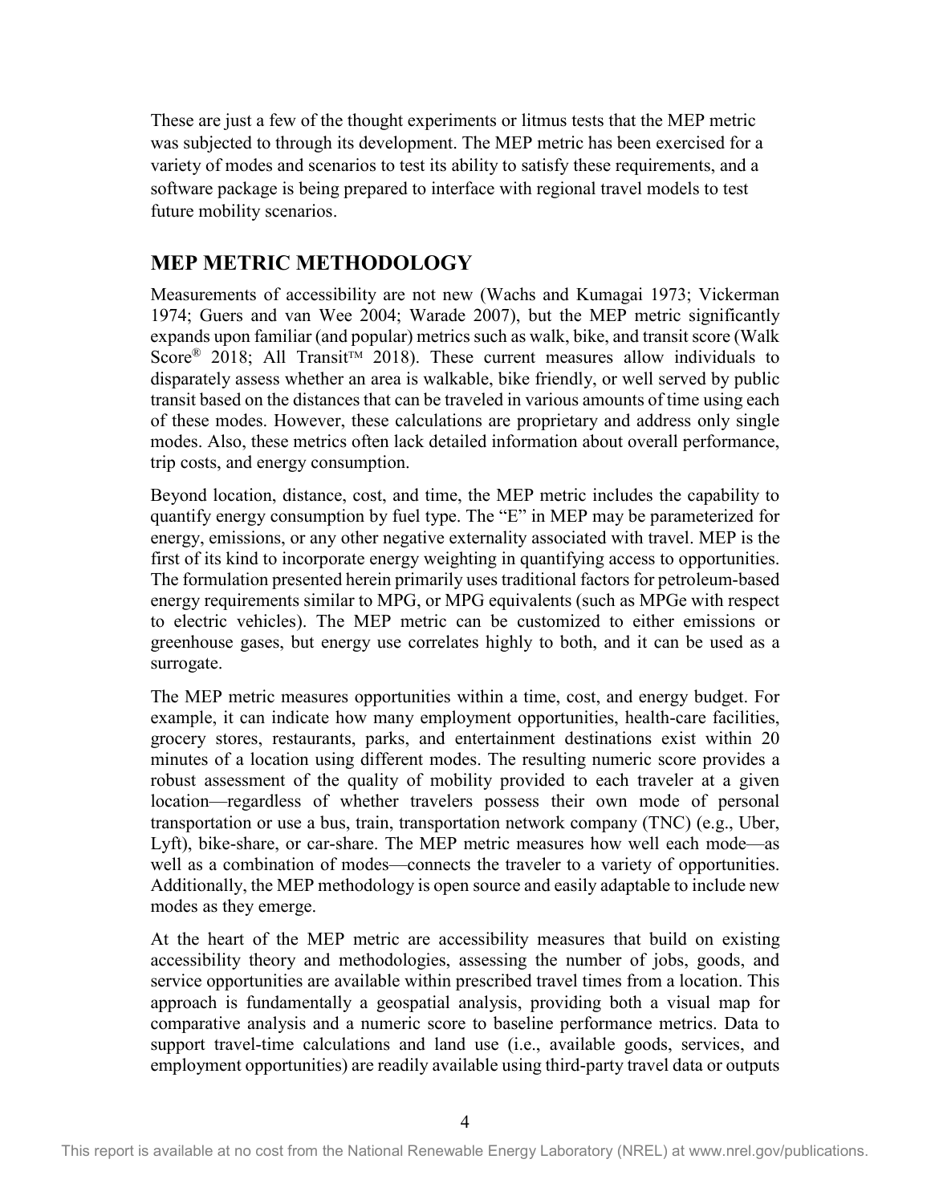These are just a few of the thought experiments or litmus tests that the MEP metric was subjected to through its development. The MEP metric has been exercised for a variety of modes and scenarios to test its ability to satisfy these requirements, and a software package is being prepared to interface with regional travel models to test future mobility scenarios.

## MEP METRIC METHODOLOGY

Measurements of accessibility are not new (Wachs and Kumagai 1973; Vickerman 1974; Guers and van Wee 2004; Warade 2007), but the MEP metric significantly expands upon familiar (and popular) metrics such as walk, bike, and transit score (Walk Score® 2018; All Transit™ 2018). These current measures allow individuals to disparately assess whether an area is walkable, bike friendly, or well served by public transit based on the distances that can be traveled in various amounts of time using each of these modes. However, these calculations are proprietary and address only single modes. Also, these metrics often lack detailed information about overall performance, trip costs, and energy consumption.

Beyond location, distance, cost, and time, the MEP metric includes the capability to quantify energy consumption by fuel type. The "E" in MEP may be parameterized for energy, emissions, or any other negative externality associated with travel. MEP is the first of its kind to incorporate energy weighting in quantifying access to opportunities. The formulation presented herein primarily uses traditional factors for petroleum-based energy requirements similar to MPG, or MPG equivalents (such as MPGe with respect to electric vehicles). The MEP metric can be customized to either emissions or greenhouse gases, but energy use correlates highly to both, and it can be used as a surrogate.

The MEP metric measures opportunities within a time, cost, and energy budget. For example, it can indicate how many employment opportunities, health-care facilities, grocery stores, restaurants, parks, and entertainment destinations exist within 20 minutes of a location using different modes. The resulting numeric score provides a robust assessment of the quality of mobility provided to each traveler at a given location—regardless of whether travelers possess their own mode of personal transportation or use a bus, train, transportation network company (TNC) (e.g., Uber, Lyft), bike-share, or car-share. The MEP metric measures how well each mode—as well as a combination of modes—connects the traveler to a variety of opportunities. Additionally, the MEP methodology is open source and easily adaptable to include new modes as they emerge.

At the heart of the MEP metric are accessibility measures that build on existing accessibility theory and methodologies, assessing the number of jobs, goods, and service opportunities are available within prescribed travel times from a location. This approach is fundamentally a geospatial analysis, providing both a visual map for comparative analysis and a numeric score to baseline performance metrics. Data to support travel-time calculations and land use (i.e., available goods, services, and employment opportunities) are readily available using third-party travel data or outputs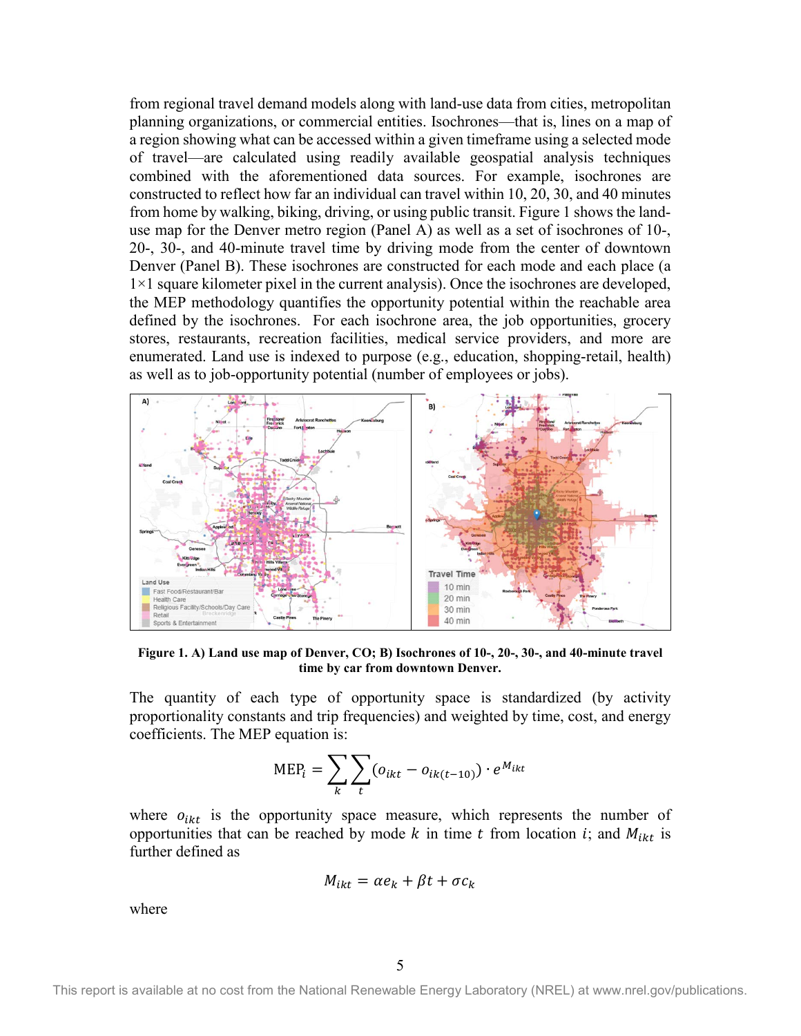from regional travel demand models along with land-use data from cities, metropolitan planning organizations, or commercial entities. Isochrones—that is, lines on a map of a region showing what can be accessed within a given timeframe using a selected mode of travel—are calculated using readily available geospatial analysis techniques combined with the aforementioned data sources. For example, isochrones are constructed to reflect how far an individual can travel within 10, 20, 30, and 40 minutes from home by walking, biking, driving, or using public transit. Figure 1 shows the land-use map for the Denver metro region (Panel A) as well as a set of isochrones of 10-, 20-, 30-, and 40-minute travel time by driving mode from the center of downtown Denver (Panel B). These isochrones are constructed for each mode and each place (a 1×1 square kilometer pixel in the current analysis). Once the isochrones are developed, the MEP methodology quantifies the opportunity potential within the reachable area defined by the isochrones. For each isochrone area, the job opportunities, grocery stores, restaurants, recreation facilities, medical service providers, and more are enumerated. Land use is indexed to purpose (e.g., education, shopping-retail, health) as well as to job-opportunity potential (number of employees or jobs).

**Figure 1. A) Land use map of Denver, CO; B) Isochrones of 10-, 20-, 30-, and 40-minute travel time by car from downtown Denver.**

The quantity of each type of opportunity space is standardized (by activity proportionality constants and trip frequencies) and weighted by time, cost, and energy coefficients. The MEP equation is:

$$\mathrm{MEP}_i = \sum_k \sum_t \left(o_{ikt} - o_{ik(t-10)}\right) \cdot e^{M_{ikt}}$$

where $o_{ikt}$ is the opportunity space measure, which represents the number of opportunities that can be reached by mode $k$ in time $t$ from location $i$; and $M_{ikt}$ is further defined as

$$M_{ikt} = \alpha e_k + \beta t + \sigma c_k$$

where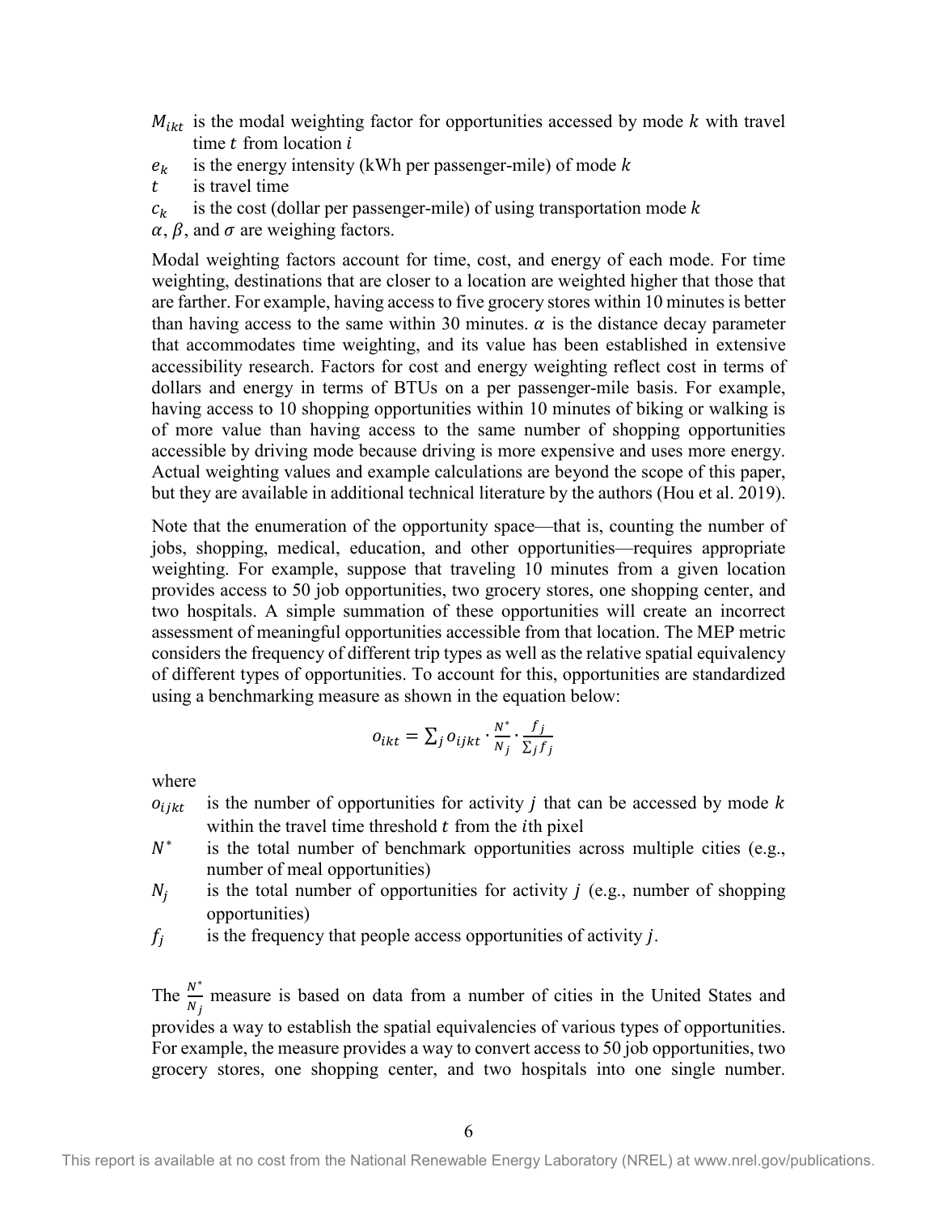$M_{ikt}$ is the modal weighting factor for opportunities accessed by mode $k$ with travel time $t$ from location $i$

$e_k$ is the energy intensity (kWh per passenger-mile) of mode $k$

$t$ is travel time

$c_k$ is the cost (dollar per passenger-mile) of using transportation mode $k$

$\alpha$, $\beta$, and $\sigma$ are weighing factors.

Modal weighting factors account for time, cost, and energy of each mode. For time weighting, destinations that are closer to a location are weighted higher that those that are farther. For example, having access to five grocery stores within 10 minutes is better than having access to the same within 30 minutes. $\alpha$ is the distance decay parameter that accommodates time weighting, and its value has been established in extensive accessibility research. Factors for cost and energy weighting reflect cost in terms of dollars and energy in terms of BTUs on a per passenger-mile basis. For example, having access to 10 shopping opportunities within 10 minutes of biking or walking is of more value than having access to the same number of shopping opportunities accessible by driving mode because driving is more expensive and uses more energy. Actual weighting values and example calculations are beyond the scope of this paper, but they are available in additional technical literature by the authors (Hou et al. 2019).

Note that the enumeration of the opportunity space—that is, counting the number of jobs, shopping, medical, education, and other opportunities—requires appropriate weighting. For example, suppose that traveling 10 minutes from a given location provides access to 50 job opportunities, two grocery stores, one shopping center, and two hospitals. A simple summation of these opportunities will create an incorrect assessment of meaningful opportunities accessible from that location. The MEP metric considers the frequency of different trip types as well as the relative spatial equivalency of different types of opportunities. To account for this, opportunities are standardized using a benchmarking measure as shown in the equation below:

$$o_{ikt} = \sum_j o_{ijkt} \cdot \frac{N^*}{N_j} \cdot \frac{f_j}{\sum_j f_j}$$

where

$o_{ijkt}$ is the number of opportunities for activity $j$ that can be accessed by mode $k$ within the travel time threshold $t$ from the $i$th pixel

$N^*$ is the total number of benchmark opportunities across multiple cities (e.g., number of meal opportunities)

$N_j$ is the total number of opportunities for activity $j$ (e.g., number of shopping opportunities)

$f_j$ is the frequency that people access opportunities of activity $j$.

The $\frac{N^*}{N_j}$ measure is based on data from a number of cities in the United States and provides a way to establish the spatial equivalencies of various types of opportunities. For example, the measure provides a way to convert access to 50 job opportunities, two grocery stores, one shopping center, and two hospitals into one single number.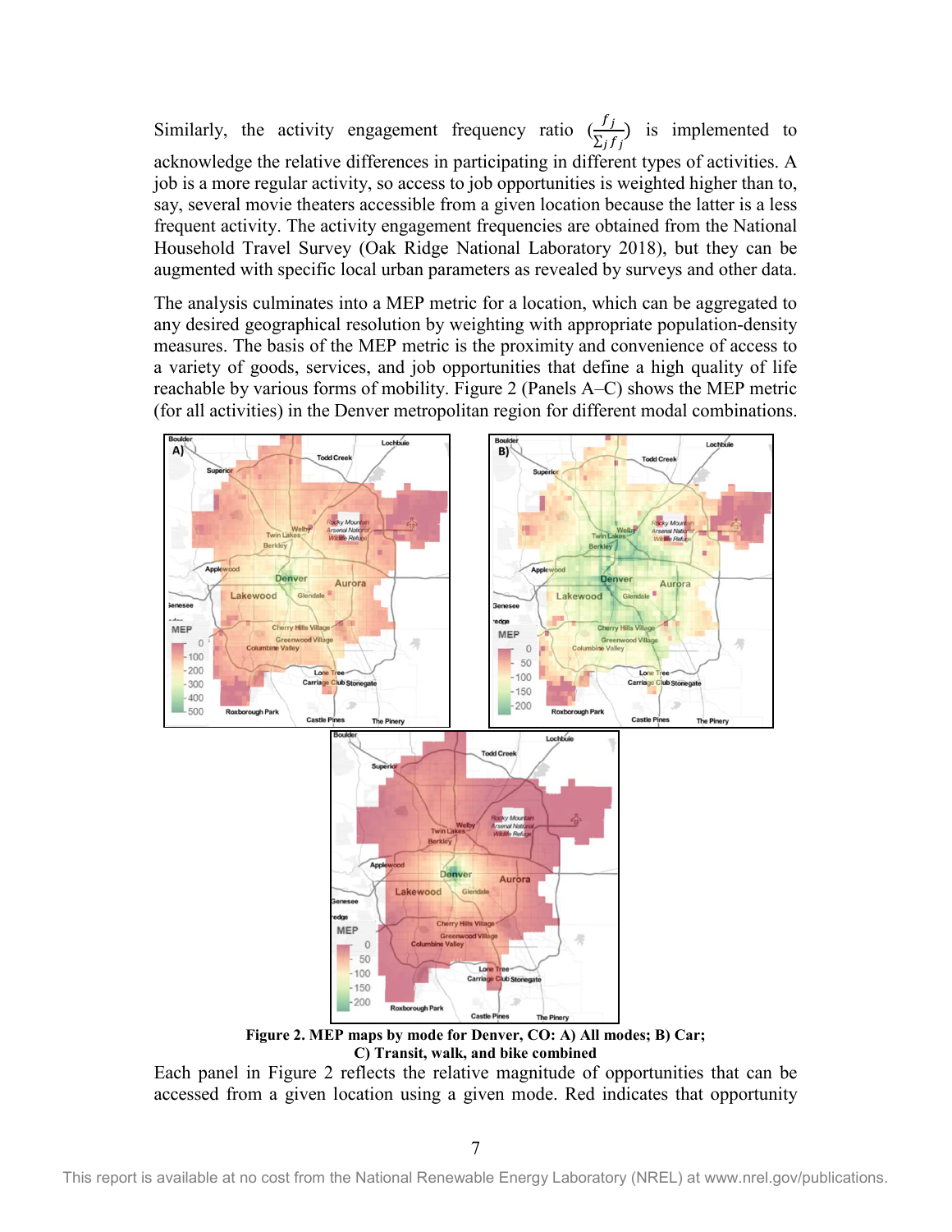Similarly, the activity engagement frequency ratio $(\frac{f_j}{\sum_j f_j})$ is implemented to acknowledge the relative differences in participating in different types of activities. A job is a more regular activity, so access to job opportunities is weighted higher than to, say, several movie theaters accessible from a given location because the latter is a less frequent activity. The activity engagement frequencies are obtained from the National Household Travel Survey (Oak Ridge National Laboratory 2018), but they can be augmented with specific local urban parameters as revealed by surveys and other data.

The analysis culminates into a MEP metric for a location, which can be aggregated to any desired geographical resolution by weighting with appropriate population-density measures. The basis of the MEP metric is the proximity and convenience of access to a variety of goods, services, and job opportunities that define a high quality of life reachable by various forms of mobility. Figure 2 (Panels A–C) shows the MEP metric (for all activities) in the Denver metropolitan region for different modal combinations.

**Figure 2. MEP maps by mode for Denver, CO: A) All modes; B) Car; C) Transit, walk, and bike combined**

Each panel in Figure 2 reflects the relative magnitude of opportunities that can be accessed from a given location using a given mode. Red indicates that opportunity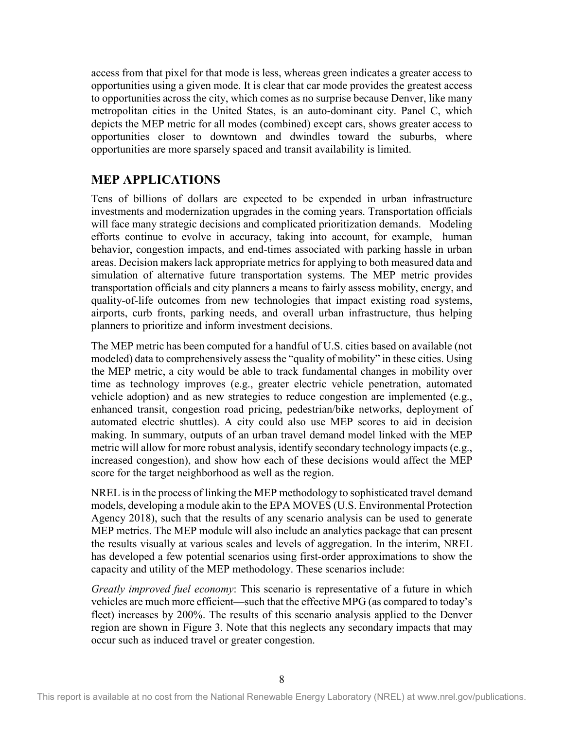access from that pixel for that mode is less, whereas green indicates a greater access to opportunities using a given mode. It is clear that car mode provides the greatest access to opportunities across the city, which comes as no surprise because Denver, like many metropolitan cities in the United States, is an auto-dominant city. Panel C, which depicts the MEP metric for all modes (combined) except cars, shows greater access to opportunities closer to downtown and dwindles toward the suburbs, where opportunities are more sparsely spaced and transit availability is limited.

## MEP APPLICATIONS

Tens of billions of dollars are expected to be expended in urban infrastructure investments and modernization upgrades in the coming years. Transportation officials will face many strategic decisions and complicated prioritization demands. Modeling efforts continue to evolve in accuracy, taking into account, for example, human behavior, congestion impacts, and end-times associated with parking hassle in urban areas. Decision makers lack appropriate metrics for applying to both measured data and simulation of alternative future transportation systems. The MEP metric provides transportation officials and city planners a means to fairly assess mobility, energy, and quality-of-life outcomes from new technologies that impact existing road systems, airports, curb fronts, parking needs, and overall urban infrastructure, thus helping planners to prioritize and inform investment decisions.

The MEP metric has been computed for a handful of U.S. cities based on available (not modeled) data to comprehensively assess the "quality of mobility" in these cities. Using the MEP metric, a city would be able to track fundamental changes in mobility over time as technology improves (e.g., greater electric vehicle penetration, automated vehicle adoption) and as new strategies to reduce congestion are implemented (e.g., enhanced transit, congestion road pricing, pedestrian/bike networks, deployment of automated electric shuttles). A city could also use MEP scores to aid in decision making. In summary, outputs of an urban travel demand model linked with the MEP metric will allow for more robust analysis, identify secondary technology impacts (e.g., increased congestion), and show how each of these decisions would affect the MEP score for the target neighborhood as well as the region.

NREL is in the process of linking the MEP methodology to sophisticated travel demand models, developing a module akin to the EPA MOVES (U.S. Environmental Protection Agency 2018), such that the results of any scenario analysis can be used to generate MEP metrics. The MEP module will also include an analytics package that can present the results visually at various scales and levels of aggregation. In the interim, NREL has developed a few potential scenarios using first-order approximations to show the capacity and utility of the MEP methodology. These scenarios include:

*Greatly improved fuel economy*: This scenario is representative of a future in which vehicles are much more efficient—such that the effective MPG (as compared to today's fleet) increases by 200%. The results of this scenario analysis applied to the Denver region are shown in Figure 3. Note that this neglects any secondary impacts that may occur such as induced travel or greater congestion.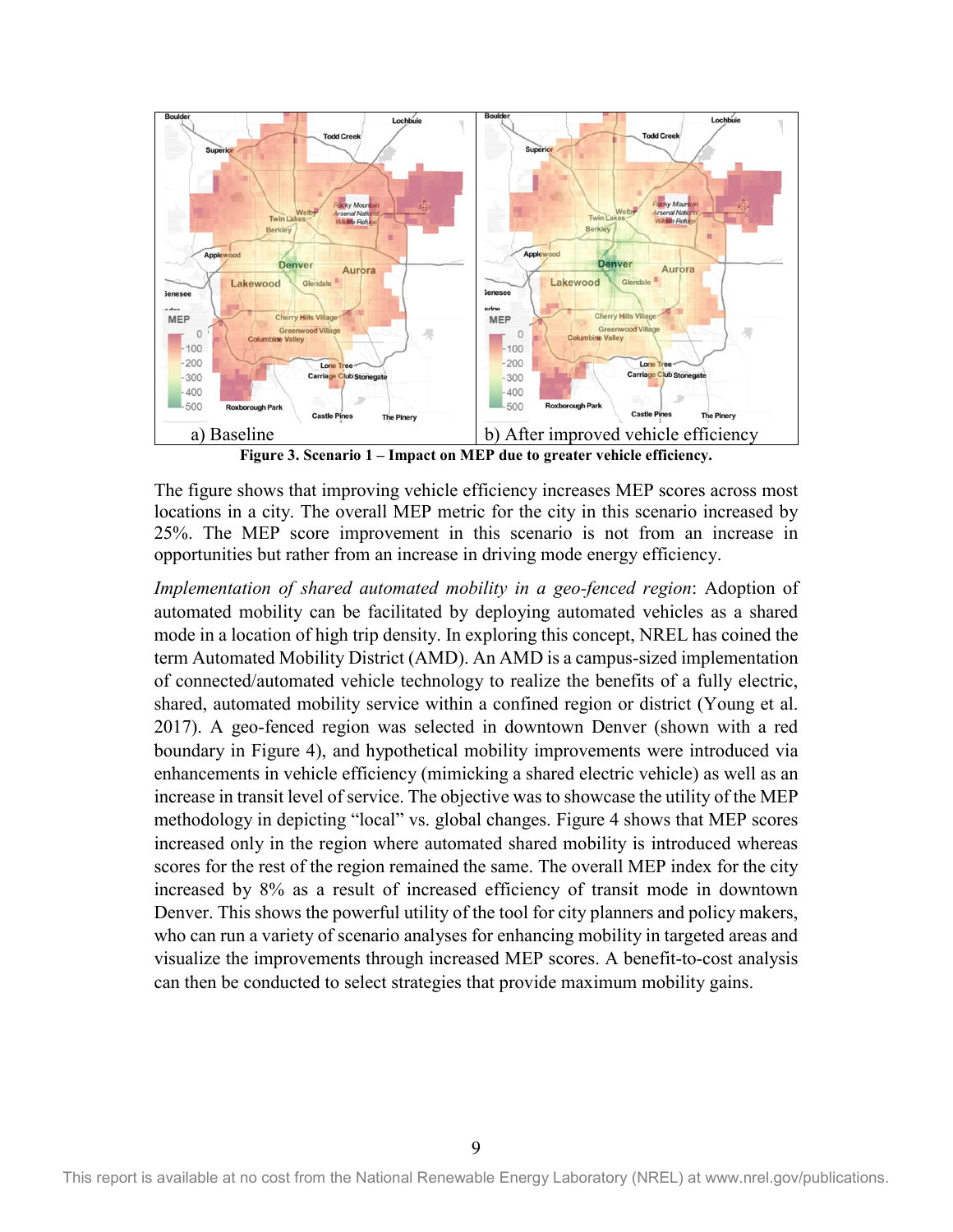a) Baseline

b) After improved vehicle efficiency

**Figure 3. Scenario 1 – Impact on MEP due to greater vehicle efficiency.**

The figure shows that improving vehicle efficiency increases MEP scores across most locations in a city. The overall MEP metric for the city in this scenario increased by 25%. The MEP score improvement in this scenario is not from an increase in opportunities but rather from an increase in driving mode energy efficiency.

*Implementation of shared automated mobility in a geo-fenced region*: Adoption of automated mobility can be facilitated by deploying automated vehicles as a shared mode in a location of high trip density. In exploring this concept, NREL has coined the term Automated Mobility District (AMD). An AMD is a campus-sized implementation of connected/automated vehicle technology to realize the benefits of a fully electric, shared, automated mobility service within a confined region or district (Young et al. 2017). A geo-fenced region was selected in downtown Denver (shown with a red boundary in Figure 4), and hypothetical mobility improvements were introduced via enhancements in vehicle efficiency (mimicking a shared electric vehicle) as well as an increase in transit level of service. The objective was to showcase the utility of the MEP methodology in depicting "local" vs. global changes. Figure 4 shows that MEP scores increased only in the region where automated shared mobility is introduced whereas scores for the rest of the region remained the same. The overall MEP index for the city increased by 8% as a result of increased efficiency of transit mode in downtown Denver. This shows the powerful utility of the tool for city planners and policy makers, who can run a variety of scenario analyses for enhancing mobility in targeted areas and visualize the improvements through increased MEP scores. A benefit-to-cost analysis can then be conducted to select strategies that provide maximum mobility gains.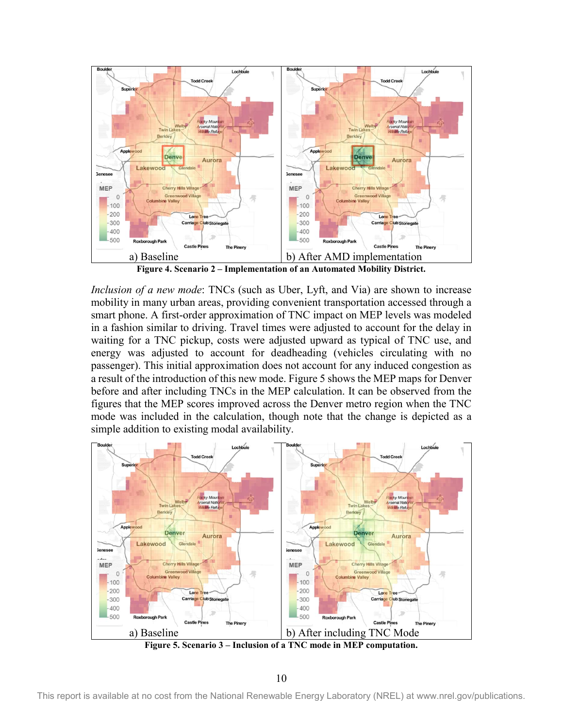a) Baseline

b) After AMD implementation

**Figure 4. Scenario 2 – Implementation of an Automated Mobility District.**

*Inclusion of a new mode*: TNCs (such as Uber, Lyft, and Via) are shown to increase mobility in many urban areas, providing convenient transportation accessed through a smart phone. A first-order approximation of TNC impact on MEP levels was modeled in a fashion similar to driving. Travel times were adjusted to account for the delay in waiting for a TNC pickup, costs were adjusted upward as typical of TNC use, and energy was adjusted to account for deadheading (vehicles circulating with no passenger). This initial approximation does not account for any induced congestion as a result of the introduction of this new mode. Figure 5 shows the MEP maps for Denver before and after including TNCs in the MEP calculation. It can be observed from the figures that the MEP scores improved across the Denver metro region when the TNC mode was included in the calculation, though note that the change is depicted as a simple addition to existing modal availability.

a) Baseline

b) After including TNC Mode

**Figure 5. Scenario 3 – Inclusion of a TNC mode in MEP computation.**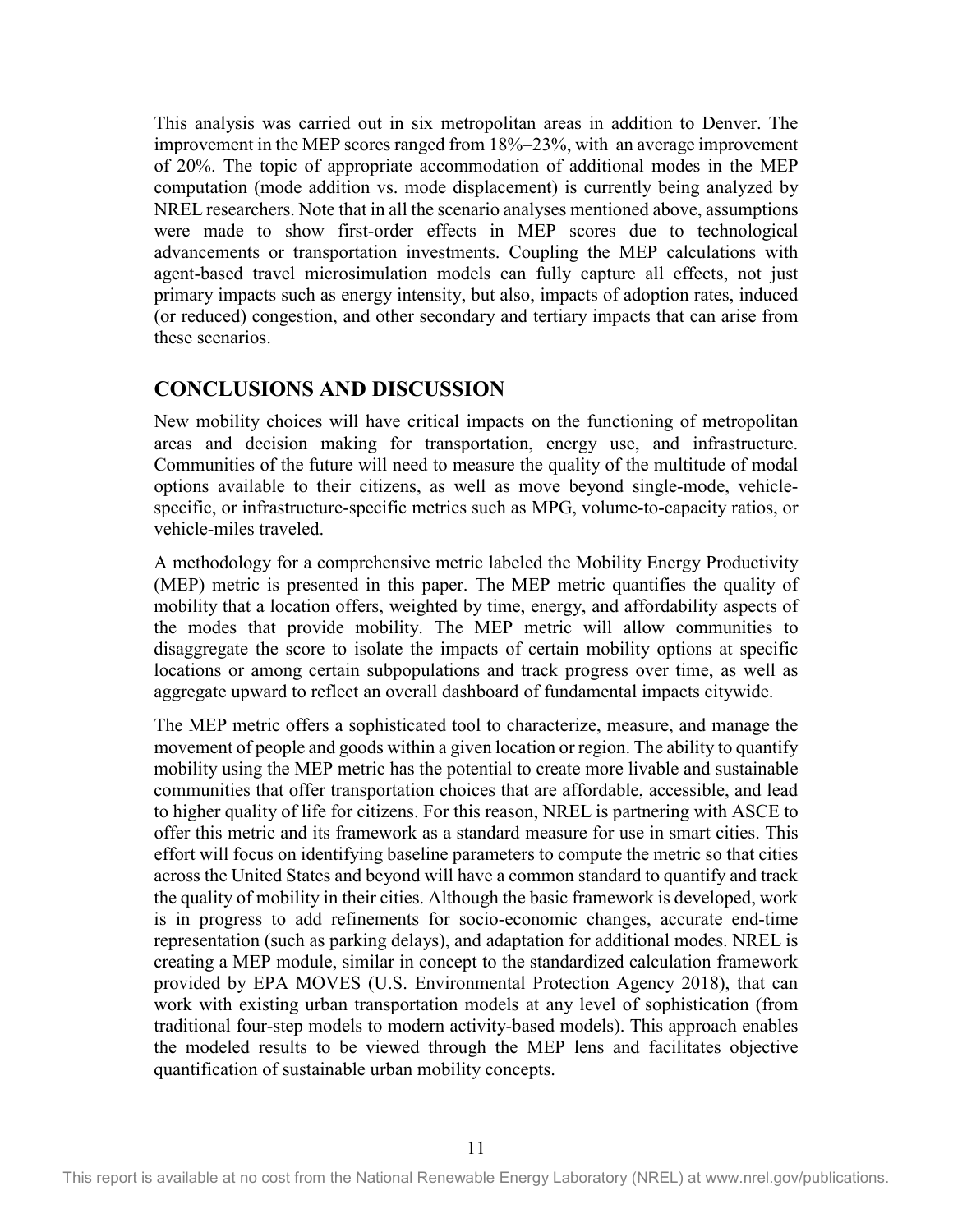This analysis was carried out in six metropolitan areas in addition to Denver. The improvement in the MEP scores ranged from 18%–23%, with an average improvement of 20%. The topic of appropriate accommodation of additional modes in the MEP computation (mode addition vs. mode displacement) is currently being analyzed by NREL researchers. Note that in all the scenario analyses mentioned above, assumptions were made to show first-order effects in MEP scores due to technological advancements or transportation investments. Coupling the MEP calculations with agent-based travel microsimulation models can fully capture all effects, not just primary impacts such as energy intensity, but also, impacts of adoption rates, induced (or reduced) congestion, and other secondary and tertiary impacts that can arise from these scenarios.

## CONCLUSIONS AND DISCUSSION

New mobility choices will have critical impacts on the functioning of metropolitan areas and decision making for transportation, energy use, and infrastructure. Communities of the future will need to measure the quality of the multitude of modal options available to their citizens, as well as move beyond single-mode, vehicle-specific, or infrastructure-specific metrics such as MPG, volume-to-capacity ratios, or vehicle-miles traveled.

A methodology for a comprehensive metric labeled the Mobility Energy Productivity (MEP) metric is presented in this paper. The MEP metric quantifies the quality of mobility that a location offers, weighted by time, energy, and affordability aspects of the modes that provide mobility. The MEP metric will allow communities to disaggregate the score to isolate the impacts of certain mobility options at specific locations or among certain subpopulations and track progress over time, as well as aggregate upward to reflect an overall dashboard of fundamental impacts citywide.

The MEP metric offers a sophisticated tool to characterize, measure, and manage the movement of people and goods within a given location or region. The ability to quantify mobility using the MEP metric has the potential to create more livable and sustainable communities that offer transportation choices that are affordable, accessible, and lead to higher quality of life for citizens. For this reason, NREL is partnering with ASCE to offer this metric and its framework as a standard measure for use in smart cities. This effort will focus on identifying baseline parameters to compute the metric so that cities across the United States and beyond will have a common standard to quantify and track the quality of mobility in their cities. Although the basic framework is developed, work is in progress to add refinements for socio-economic changes, accurate end-time representation (such as parking delays), and adaptation for additional modes. NREL is creating a MEP module, similar in concept to the standardized calculation framework provided by EPA MOVES (U.S. Environmental Protection Agency 2018), that can work with existing urban transportation models at any level of sophistication (from traditional four-step models to modern activity-based models). This approach enables the modeled results to be viewed through the MEP lens and facilitates objective quantification of sustainable urban mobility concepts.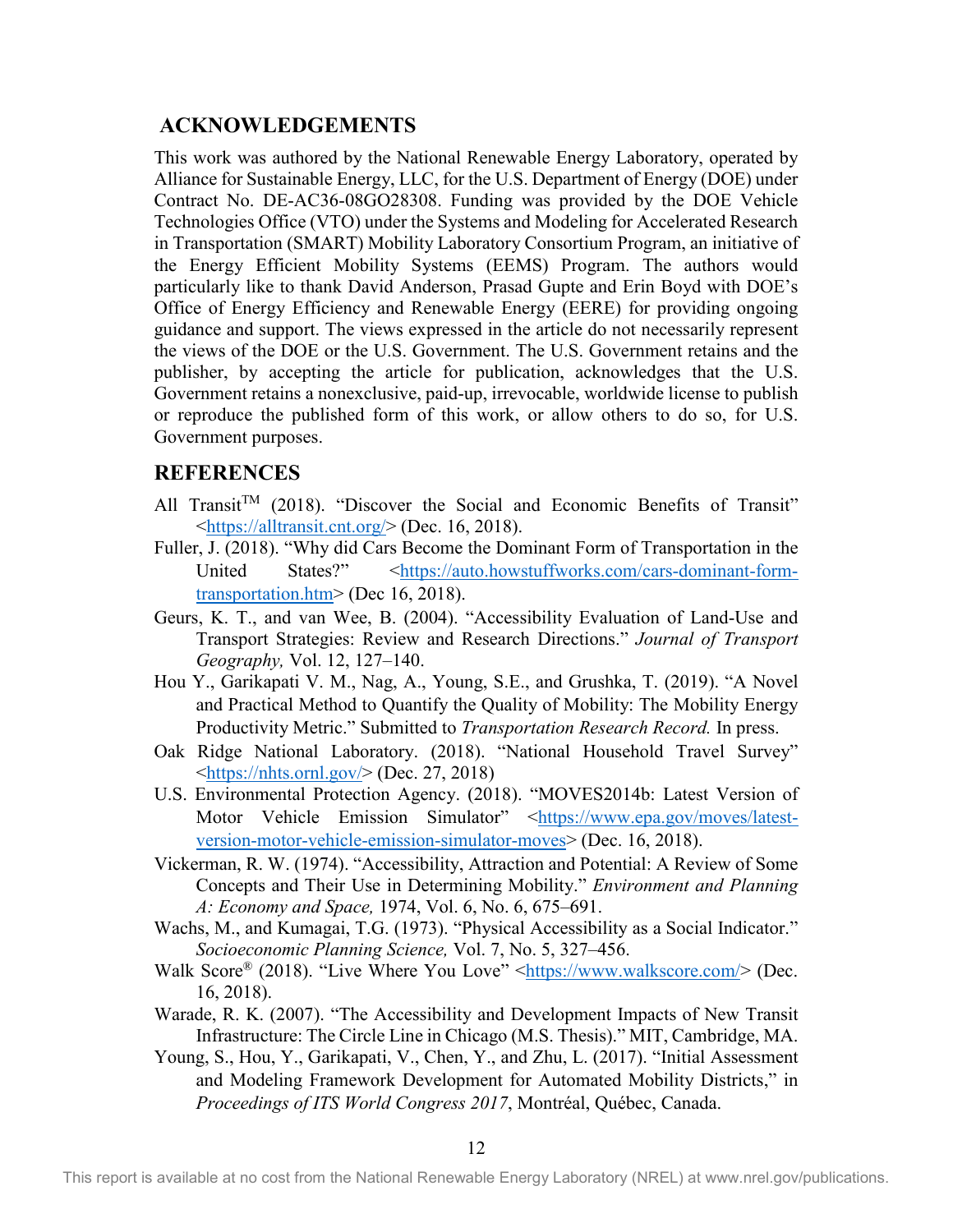## ACKNOWLEDGEMENTS

This work was authored by the National Renewable Energy Laboratory, operated by Alliance for Sustainable Energy, LLC, for the U.S. Department of Energy (DOE) under Contract No. DE-AC36-08GO28308. Funding was provided by the DOE Vehicle Technologies Office (VTO) under the Systems and Modeling for Accelerated Research in Transportation (SMART) Mobility Laboratory Consortium Program, an initiative of the Energy Efficient Mobility Systems (EEMS) Program. The authors would particularly like to thank David Anderson, Prasad Gupte and Erin Boyd with DOE's Office of Energy Efficiency and Renewable Energy (EERE) for providing ongoing guidance and support. The views expressed in the article do not necessarily represent the views of the DOE or the U.S. Government. The U.S. Government retains and the publisher, by accepting the article for publication, acknowledges that the U.S. Government retains a nonexclusive, paid-up, irrevocable, worldwide license to publish or reproduce the published form of this work, or allow others to do so, for U.S. Government purposes.

## REFERENCES

All Transit™ (2018). "Discover the Social and Economic Benefits of Transit" <https://alltransit.cnt.org/> (Dec. 16, 2018).

Fuller, J. (2018). "Why did Cars Become the Dominant Form of Transportation in the United States?" <https://auto.howstuffworks.com/cars-dominant-form-transportation.htm> (Dec 16, 2018).

Geurs, K. T., and van Wee, B. (2004). "Accessibility Evaluation of Land-Use and Transport Strategies: Review and Research Directions." *Journal of Transport Geography,* Vol. 12, 127–140.

Hou Y., Garikapati V. M., Nag, A., Young, S.E., and Grushka, T. (2019). "A Novel and Practical Method to Quantify the Quality of Mobility: The Mobility Energy Productivity Metric." Submitted to *Transportation Research Record.* In press.

Oak Ridge National Laboratory. (2018). "National Household Travel Survey" <https://nhts.ornl.gov/> (Dec. 27, 2018)

U.S. Environmental Protection Agency. (2018). "MOVES2014b: Latest Version of Motor Vehicle Emission Simulator" <https://www.epa.gov/moves/latest-version-motor-vehicle-emission-simulator-moves> (Dec. 16, 2018).

Vickerman, R. W. (1974). "Accessibility, Attraction and Potential: A Review of Some Concepts and Their Use in Determining Mobility." *Environment and Planning A: Economy and Space,* 1974, Vol. 6, No. 6, 675–691.

Wachs, M., and Kumagai, T.G. (1973). "Physical Accessibility as a Social Indicator." *Socioeconomic Planning Science,* Vol. 7, No. 5, 327–456.

Walk Score® (2018). "Live Where You Love" <https://www.walkscore.com/> (Dec. 16, 2018).

Warade, R. K. (2007). "The Accessibility and Development Impacts of New Transit Infrastructure: The Circle Line in Chicago (M.S. Thesis)." MIT, Cambridge, MA.

Young, S., Hou, Y., Garikapati, V., Chen, Y., and Zhu, L. (2017). "Initial Assessment and Modeling Framework Development for Automated Mobility Districts," in *Proceedings of ITS World Congress 2017*, Montréal, Québec, Canada.